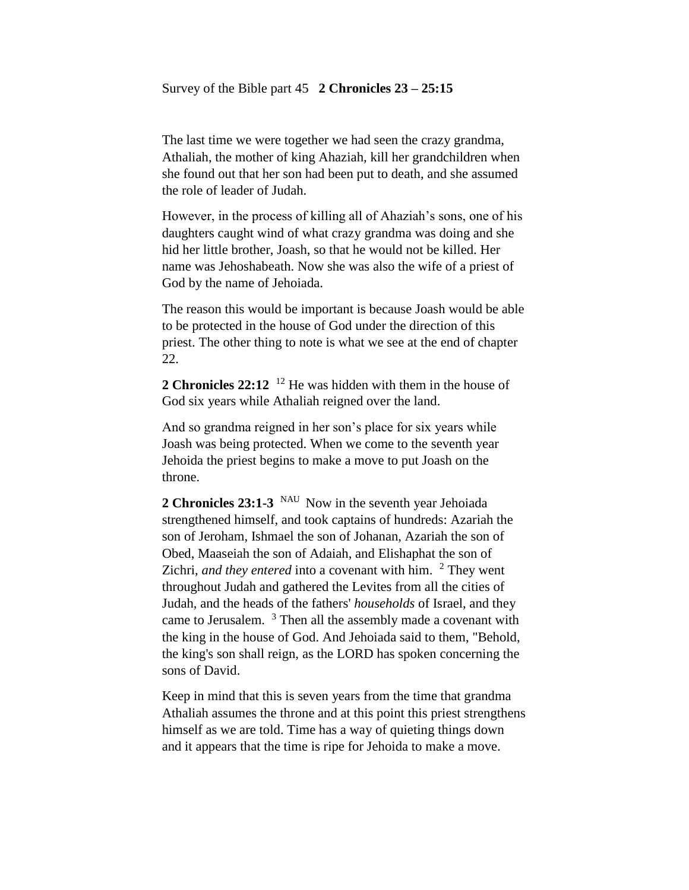Survey of the Bible part 45 **2 Chronicles 23 – 25:15**

The last time we were together we had seen the crazy grandma, Athaliah, the mother of king Ahaziah, kill her grandchildren when she found out that her son had been put to death, and she assumed the role of leader of Judah.

However, in the process of killing all of Ahaziah's sons, one of his daughters caught wind of what crazy grandma was doing and she hid her little brother, Joash, so that he would not be killed. Her name was Jehoshabeath. Now she was also the wife of a priest of God by the name of Jehoiada.

The reason this would be important is because Joash would be able to be protected in the house of God under the direction of this priest. The other thing to note is what we see at the end of chapter 22.

**2 Chronicles 22:12** [12] He was hidden with them in the house of God six years while Athaliah reigned over the land.

And so grandma reigned in her son's place for six years while Joash was being protected. When we come to the seventh year Jehoida the priest begins to make a move to put Joash on the throne.

**2 Chronicles 23:1-3** [NAU] Now in the seventh year Jehoiada strengthened himself, and took captains of hundreds: Azariah the son of Jeroham, Ishmael the son of Johanan, Azariah the son of Obed, Maaseiah the son of Adaiah, and Elishaphat the son of Zichri, *and they entered* into a covenant with him. [2] They went throughout Judah and gathered the Levites from all the cities of Judah, and the heads of the fathers' *households* of Israel, and they came to Jerusalem. [3] Then all the assembly made a covenant with the king in the house of God. And Jehoiada said to them, "Behold, the king's son shall reign, as the LORD has spoken concerning the sons of David.

Keep in mind that this is seven years from the time that grandma Athaliah assumes the throne and at this point this priest strengthens himself as we are told. Time has a way of quieting things down and it appears that the time is ripe for Jehoida to make a move.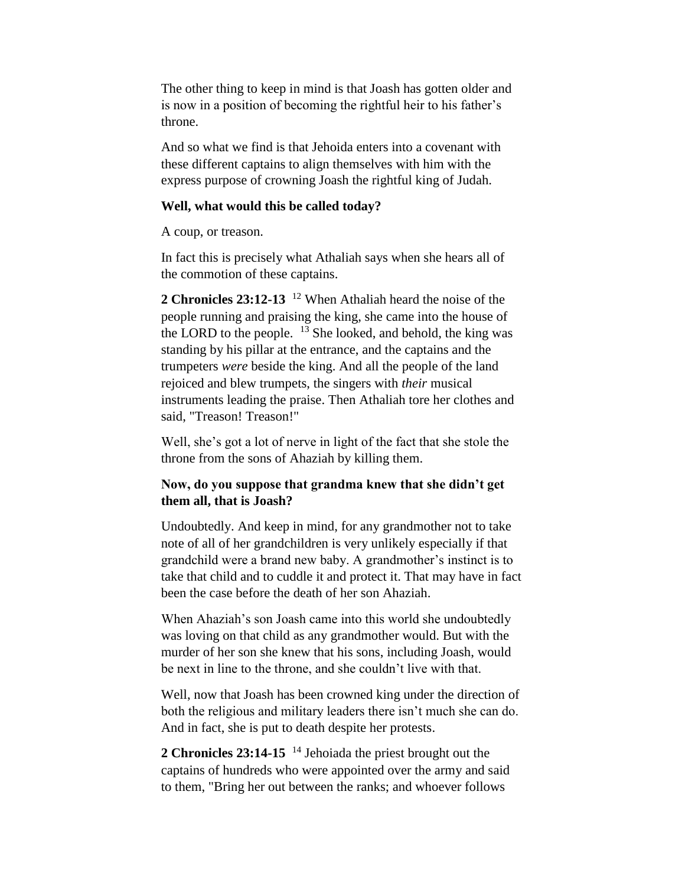The other thing to keep in mind is that Joash has gotten older and is now in a position of becoming the rightful heir to his father's throne.

And so what we find is that Jehoida enters into a covenant with these different captains to align themselves with him with the express purpose of crowning Joash the rightful king of Judah.

**Well, what would this be called today?**

A coup, or treason.

In fact this is precisely what Athaliah says when she hears all of the commotion of these captains.

**2 Chronicles 23:12-13** [12] When Athaliah heard the noise of the people running and praising the king, she came into the house of the LORD to the people. [13] She looked, and behold, the king was standing by his pillar at the entrance, and the captains and the trumpeters *were* beside the king. And all the people of the land rejoiced and blew trumpets, the singers with *their* musical instruments leading the praise. Then Athaliah tore her clothes and said, "Treason! Treason!"

Well, she's got a lot of nerve in light of the fact that she stole the throne from the sons of Ahaziah by killing them.

**Now, do you suppose that grandma knew that she didn't get them all, that is Joash?**

Undoubtedly. And keep in mind, for any grandmother not to take note of all of her grandchildren is very unlikely especially if that grandchild were a brand new baby. A grandmother's instinct is to take that child and to cuddle it and protect it. That may have in fact been the case before the death of her son Ahaziah.

When Ahaziah's son Joash came into this world she undoubtedly was loving on that child as any grandmother would. But with the murder of her son she knew that his sons, including Joash, would be next in line to the throne, and she couldn't live with that.

Well, now that Joash has been crowned king under the direction of both the religious and military leaders there isn't much she can do. And in fact, she is put to death despite her protests.

**2 Chronicles 23:14-15** [14] Jehoiada the priest brought out the captains of hundreds who were appointed over the army and said to them, "Bring her out between the ranks; and whoever follows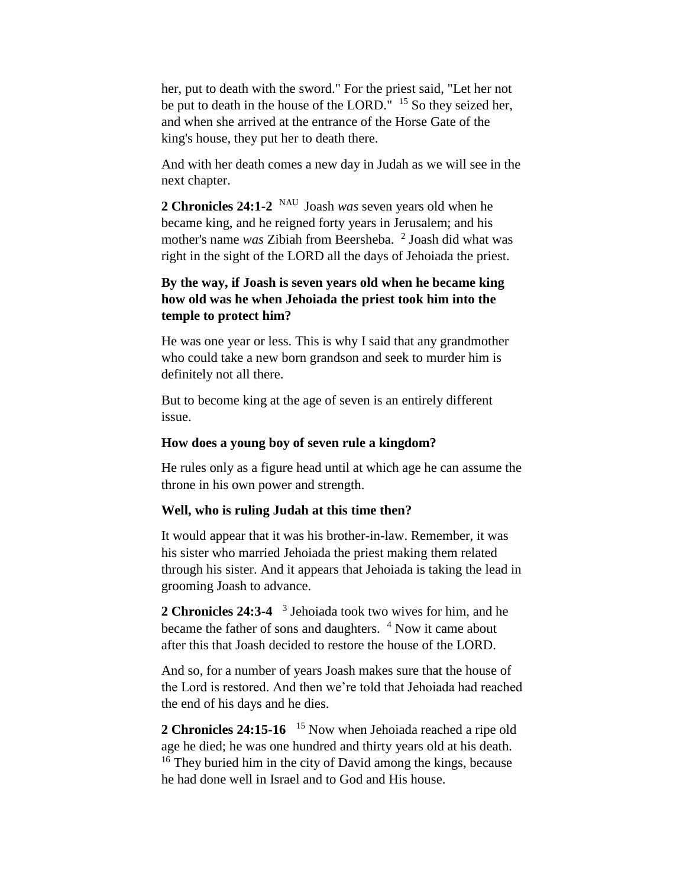her, put to death with the sword." For the priest said, "Let her not be put to death in the house of the LORD." [15] So they seized her, and when she arrived at the entrance of the Horse Gate of the king's house, they put her to death there.

And with her death comes a new day in Judah as we will see in the next chapter.

**2 Chronicles 24:1-2** [NAU] Joash *was* seven years old when he became king, and he reigned forty years in Jerusalem; and his mother's name *was* Zibiah from Beersheba. [2] Joash did what was right in the sight of the LORD all the days of Jehoiada the priest.

**By the way, if Joash is seven years old when he became king how old was he when Jehoiada the priest took him into the temple to protect him?**

He was one year or less. This is why I said that any grandmother who could take a new born grandson and seek to murder him is definitely not all there.

But to become king at the age of seven is an entirely different issue.

**How does a young boy of seven rule a kingdom?**

He rules only as a figure head until at which age he can assume the throne in his own power and strength.

**Well, who is ruling Judah at this time then?**

It would appear that it was his brother-in-law. Remember, it was his sister who married Jehoiada the priest making them related through his sister. And it appears that Jehoiada is taking the lead in grooming Joash to advance.

**2 Chronicles 24:3-4** [3] Jehoiada took two wives for him, and he became the father of sons and daughters. [4] Now it came about after this that Joash decided to restore the house of the LORD.

And so, for a number of years Joash makes sure that the house of the Lord is restored. And then we're told that Jehoiada had reached the end of his days and he dies.

**2 Chronicles 24:15-16** [15] Now when Jehoiada reached a ripe old age he died; he was one hundred and thirty years old at his death. [16] They buried him in the city of David among the kings, because he had done well in Israel and to God and His house.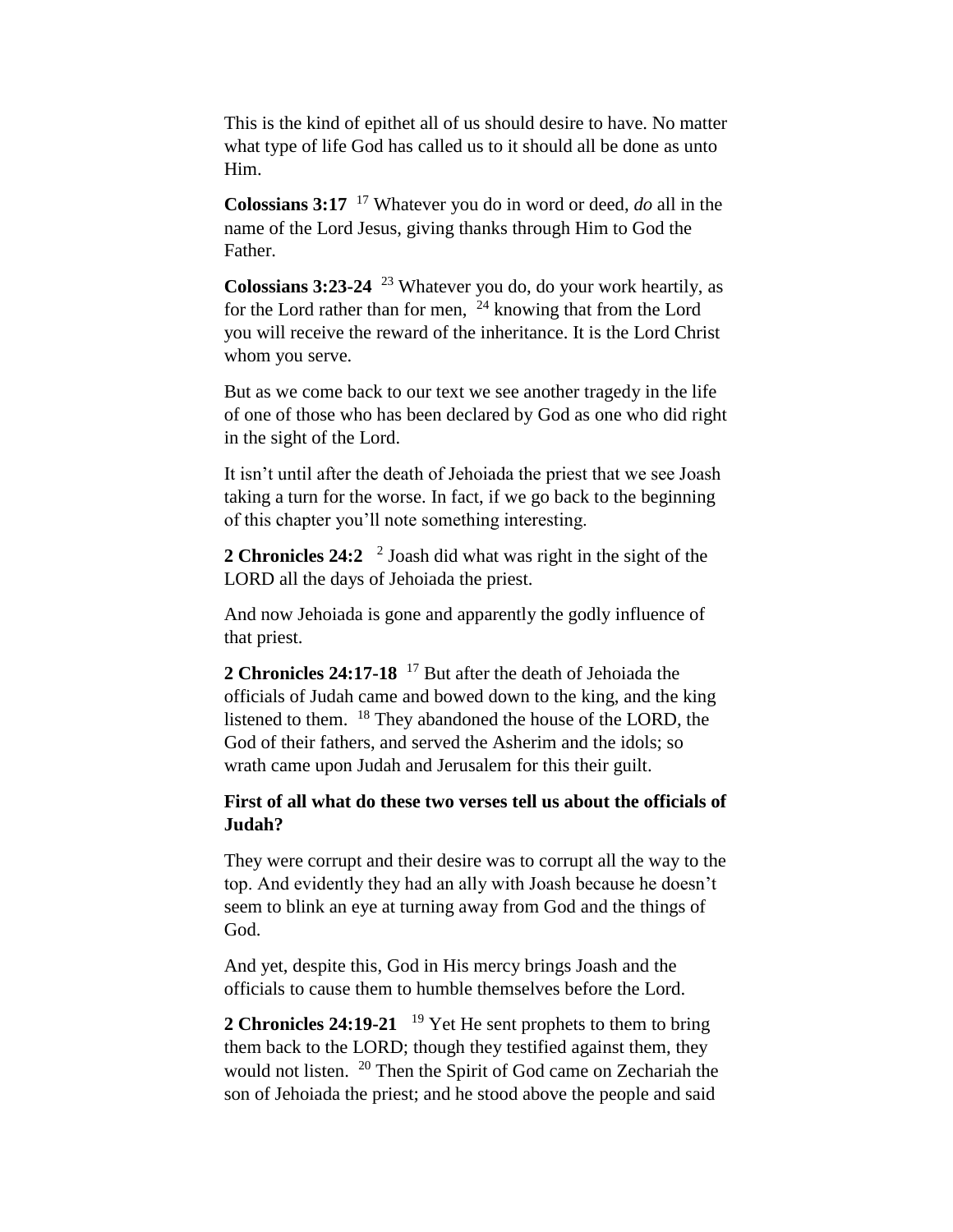This is the kind of epithet all of us should desire to have. No matter what type of life God has called us to it should all be done as unto Him.

**Colossians 3:17** [17] Whatever you do in word or deed, *do* all in the name of the Lord Jesus, giving thanks through Him to God the Father.

**Colossians 3:23-24** [23] Whatever you do, do your work heartily, as for the Lord rather than for men, [24] knowing that from the Lord you will receive the reward of the inheritance. It is the Lord Christ whom you serve.

But as we come back to our text we see another tragedy in the life of one of those who has been declared by God as one who did right in the sight of the Lord.

It isn't until after the death of Jehoiada the priest that we see Joash taking a turn for the worse. In fact, if we go back to the beginning of this chapter you'll note something interesting.

**2 Chronicles 24:2** [2] Joash did what was right in the sight of the LORD all the days of Jehoiada the priest.

And now Jehoiada is gone and apparently the godly influence of that priest.

**2 Chronicles 24:17-18** [17] But after the death of Jehoiada the officials of Judah came and bowed down to the king, and the king listened to them. [18] They abandoned the house of the LORD, the God of their fathers, and served the Asherim and the idols; so wrath came upon Judah and Jerusalem for this their guilt.

**First of all what do these two verses tell us about the officials of Judah?**

They were corrupt and their desire was to corrupt all the way to the top. And evidently they had an ally with Joash because he doesn't seem to blink an eye at turning away from God and the things of God.

And yet, despite this, God in His mercy brings Joash and the officials to cause them to humble themselves before the Lord.

**2 Chronicles 24:19-21** [19] Yet He sent prophets to them to bring them back to the LORD; though they testified against them, they would not listen. [20] Then the Spirit of God came on Zechariah the son of Jehoiada the priest; and he stood above the people and said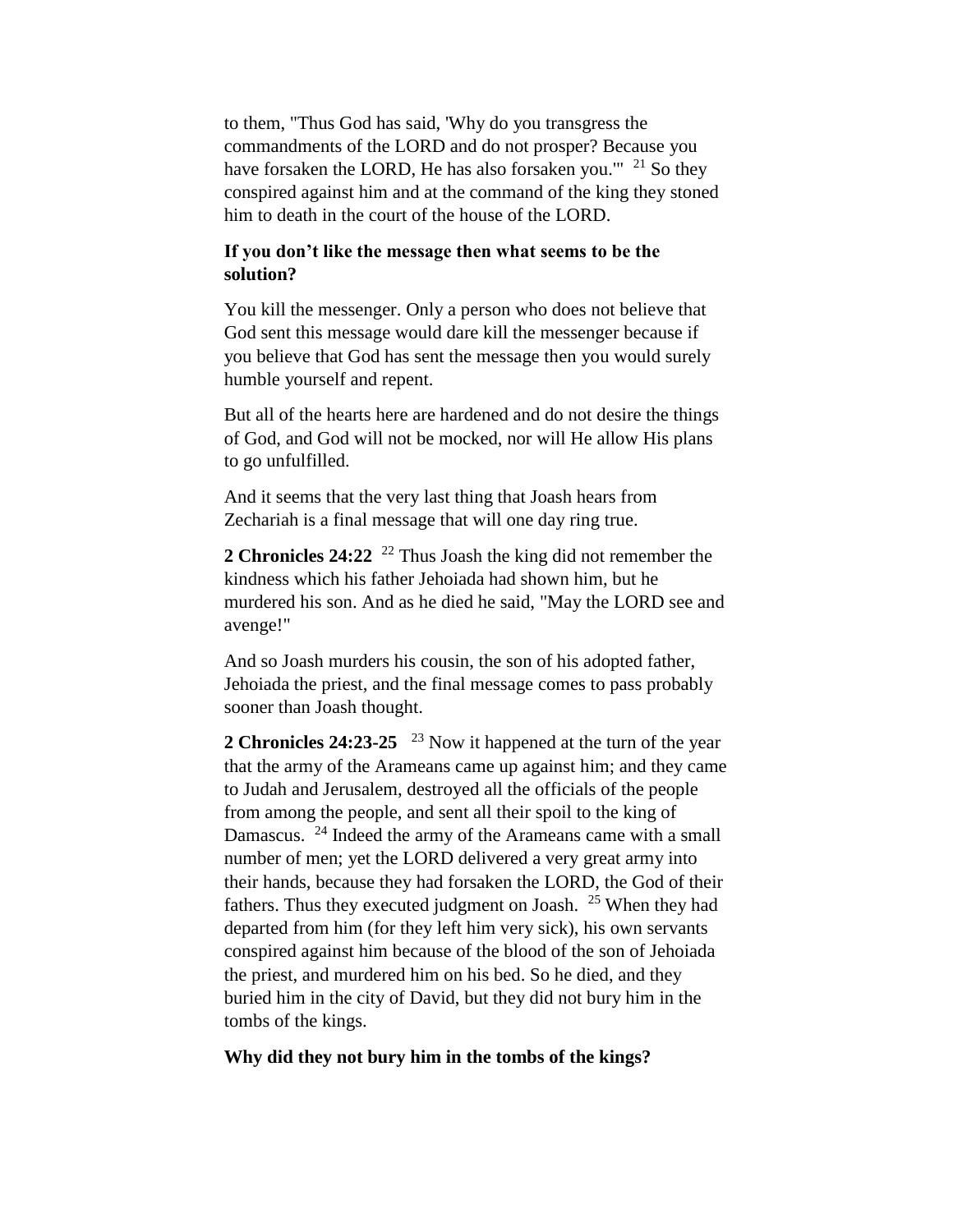to them, "Thus God has said, 'Why do you transgress the commandments of the LORD and do not prosper? Because you have forsaken the LORD, He has also forsaken you.'" [21] So they conspired against him and at the command of the king they stoned him to death in the court of the house of the LORD.

**If you don't like the message then what seems to be the solution?**

You kill the messenger. Only a person who does not believe that God sent this message would dare kill the messenger because if you believe that God has sent the message then you would surely humble yourself and repent.

But all of the hearts here are hardened and do not desire the things of God, and God will not be mocked, nor will He allow His plans to go unfulfilled.

And it seems that the very last thing that Joash hears from Zechariah is a final message that will one day ring true.

**2 Chronicles 24:22** [22] Thus Joash the king did not remember the kindness which his father Jehoiada had shown him, but he murdered his son. And as he died he said, "May the LORD see and avenge!"

And so Joash murders his cousin, the son of his adopted father, Jehoiada the priest, and the final message comes to pass probably sooner than Joash thought.

**2 Chronicles 24:23-25** [23] Now it happened at the turn of the year that the army of the Arameans came up against him; and they came to Judah and Jerusalem, destroyed all the officials of the people from among the people, and sent all their spoil to the king of Damascus. [24] Indeed the army of the Arameans came with a small number of men; yet the LORD delivered a very great army into their hands, because they had forsaken the LORD, the God of their fathers. Thus they executed judgment on Joash. [25] When they had departed from him (for they left him very sick), his own servants conspired against him because of the blood of the son of Jehoiada the priest, and murdered him on his bed. So he died, and they buried him in the city of David, but they did not bury him in the tombs of the kings.

**Why did they not bury him in the tombs of the kings?**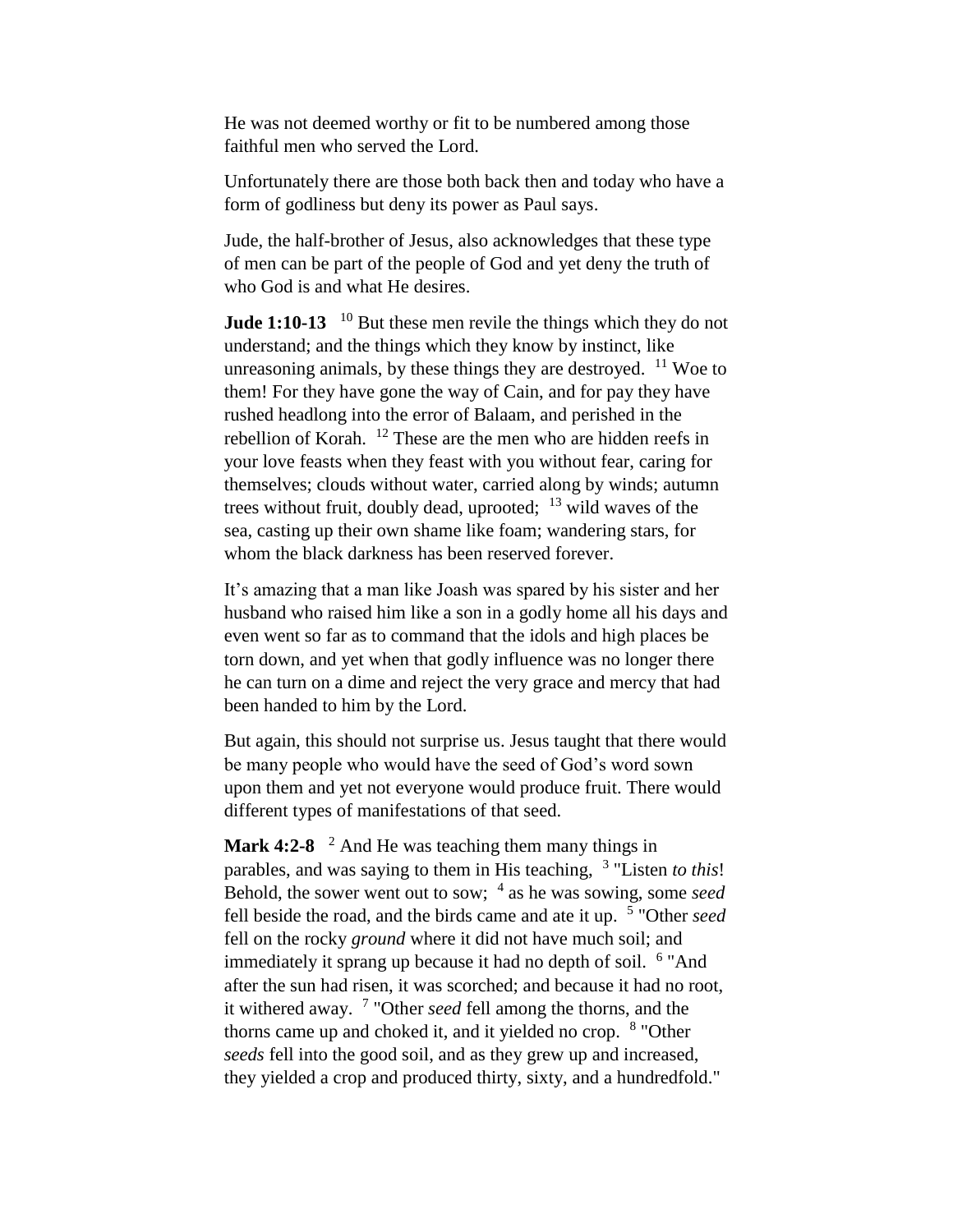He was not deemed worthy or fit to be numbered among those faithful men who served the Lord.

Unfortunately there are those both back then and today who have a form of godliness but deny its power as Paul says.

Jude, the half-brother of Jesus, also acknowledges that these type of men can be part of the people of God and yet deny the truth of who God is and what He desires.

**Jude 1:10-13** [10] But these men revile the things which they do not understand; and the things which they know by instinct, like unreasoning animals, by these things they are destroyed. [11] Woe to them! For they have gone the way of Cain, and for pay they have rushed headlong into the error of Balaam, and perished in the rebellion of Korah. [12] These are the men who are hidden reefs in your love feasts when they feast with you without fear, caring for themselves; clouds without water, carried along by winds; autumn trees without fruit, doubly dead, uprooted; [13] wild waves of the sea, casting up their own shame like foam; wandering stars, for whom the black darkness has been reserved forever.

It's amazing that a man like Joash was spared by his sister and her husband who raised him like a son in a godly home all his days and even went so far as to command that the idols and high places be torn down, and yet when that godly influence was no longer there he can turn on a dime and reject the very grace and mercy that had been handed to him by the Lord.

But again, this should not surprise us. Jesus taught that there would be many people who would have the seed of God's word sown upon them and yet not everyone would produce fruit. There would different types of manifestations of that seed.

**Mark 4:2-8** [2] And He was teaching them many things in parables, and was saying to them in His teaching, [3] "Listen *to this*! Behold, the sower went out to sow; [4] as he was sowing, some *seed* fell beside the road, and the birds came and ate it up. [5] "Other *seed* fell on the rocky *ground* where it did not have much soil; and immediately it sprang up because it had no depth of soil. [6] "And after the sun had risen, it was scorched; and because it had no root, it withered away. [7] "Other *seed* fell among the thorns, and the thorns came up and choked it, and it yielded no crop. [8] "Other *seeds* fell into the good soil, and as they grew up and increased, they yielded a crop and produced thirty, sixty, and a hundredfold."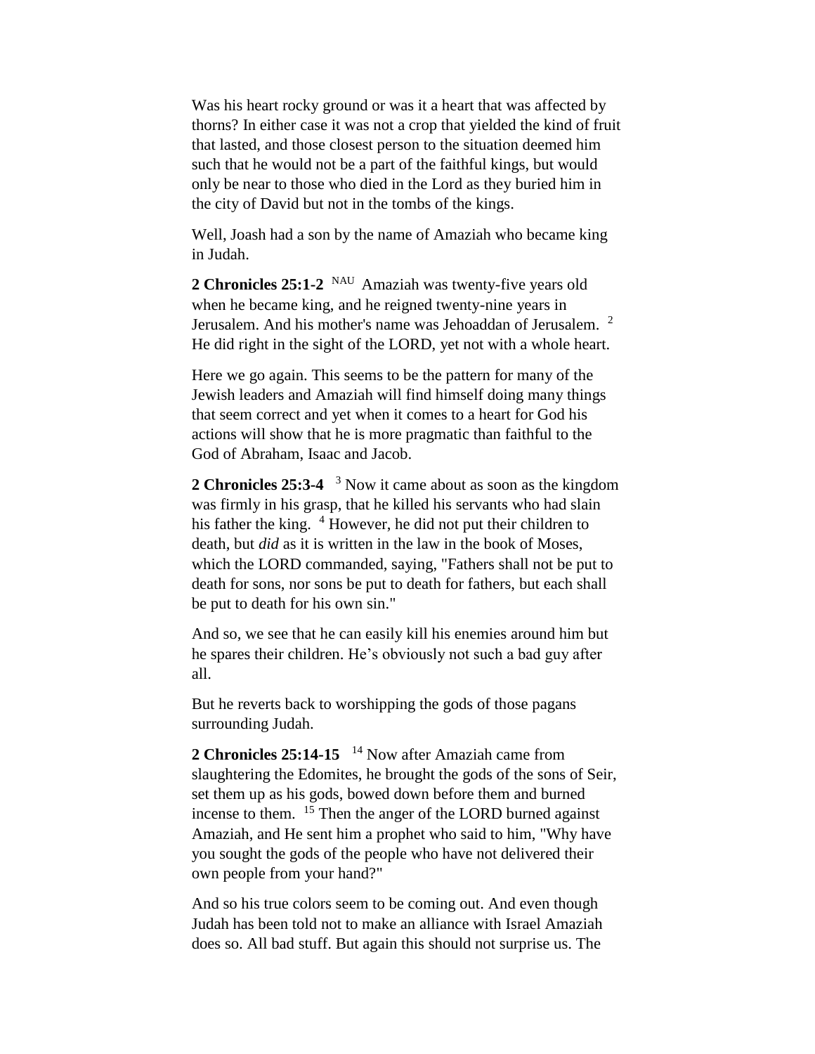Was his heart rocky ground or was it a heart that was affected by thorns? In either case it was not a crop that yielded the kind of fruit that lasted, and those closest person to the situation deemed him such that he would not be a part of the faithful kings, but would only be near to those who died in the Lord as they buried him in the city of David but not in the tombs of the kings.

Well, Joash had a son by the name of Amaziah who became king in Judah.

**2 Chronicles 25:1-2** NAU Amaziah was twenty-five years old when he became king, and he reigned twenty-nine years in Jerusalem. And his mother's name was Jehoaddan of Jerusalem. [2] He did right in the sight of the LORD, yet not with a whole heart.

Here we go again. This seems to be the pattern for many of the Jewish leaders and Amaziah will find himself doing many things that seem correct and yet when it comes to a heart for God his actions will show that he is more pragmatic than faithful to the God of Abraham, Isaac and Jacob.

**2 Chronicles 25:3-4** [3] Now it came about as soon as the kingdom was firmly in his grasp, that he killed his servants who had slain his father the king. [4] However, he did not put their children to death, but *did* as it is written in the law in the book of Moses, which the LORD commanded, saying, "Fathers shall not be put to death for sons, nor sons be put to death for fathers, but each shall be put to death for his own sin."

And so, we see that he can easily kill his enemies around him but he spares their children. He's obviously not such a bad guy after all.

But he reverts back to worshipping the gods of those pagans surrounding Judah.

**2 Chronicles 25:14-15** [14] Now after Amaziah came from slaughtering the Edomites, he brought the gods of the sons of Seir, set them up as his gods, bowed down before them and burned incense to them. [15] Then the anger of the LORD burned against Amaziah, and He sent him a prophet who said to him, "Why have you sought the gods of the people who have not delivered their own people from your hand?"

And so his true colors seem to be coming out. And even though Judah has been told not to make an alliance with Israel Amaziah does so. All bad stuff. But again this should not surprise us. The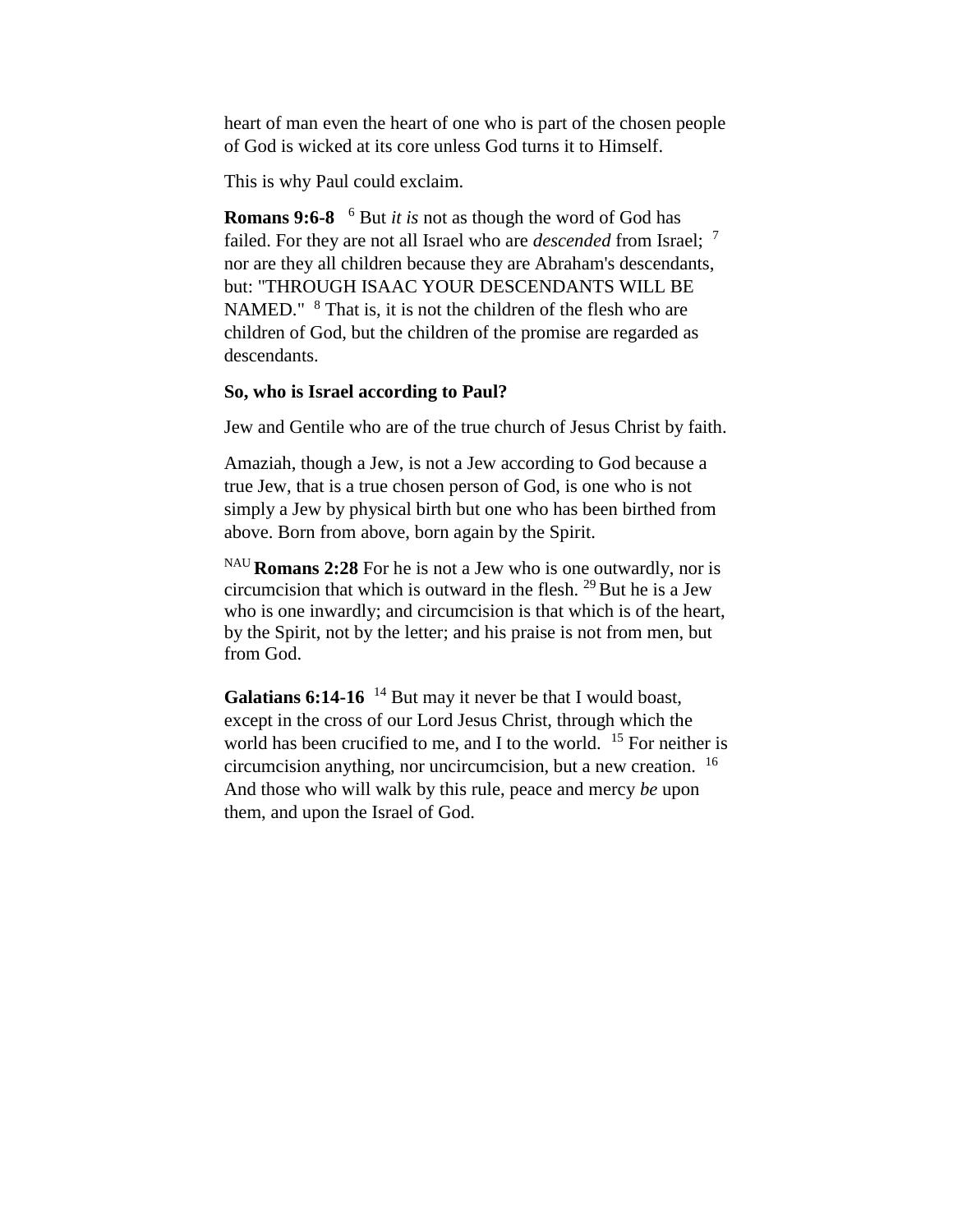heart of man even the heart of one who is part of the chosen people of God is wicked at its core unless God turns it to Himself.

This is why Paul could exclaim.

**Romans 9:6-8** [6] But *it is* not as though the word of God has failed. For they are not all Israel who are *descended* from Israel; [7] nor are they all children because they are Abraham's descendants, but: "THROUGH ISAAC YOUR DESCENDANTS WILL BE NAMED." [8] That is, it is not the children of the flesh who are children of God, but the children of the promise are regarded as descendants.

**So, who is Israel according to Paul?**

Jew and Gentile who are of the true church of Jesus Christ by faith.

Amaziah, though a Jew, is not a Jew according to God because a true Jew, that is a true chosen person of God, is one who is not simply a Jew by physical birth but one who has been birthed from above. Born from above, born again by the Spirit.

[NAU] **Romans 2:28** For he is not a Jew who is one outwardly, nor is circumcision that which is outward in the flesh. [29] But he is a Jew who is one inwardly; and circumcision is that which is of the heart, by the Spirit, not by the letter; and his praise is not from men, but from God.

**Galatians 6:14-16** [14] But may it never be that I would boast, except in the cross of our Lord Jesus Christ, through which the world has been crucified to me, and I to the world. [15] For neither is circumcision anything, nor uncircumcision, but a new creation. [16] And those who will walk by this rule, peace and mercy *be* upon them, and upon the Israel of God.